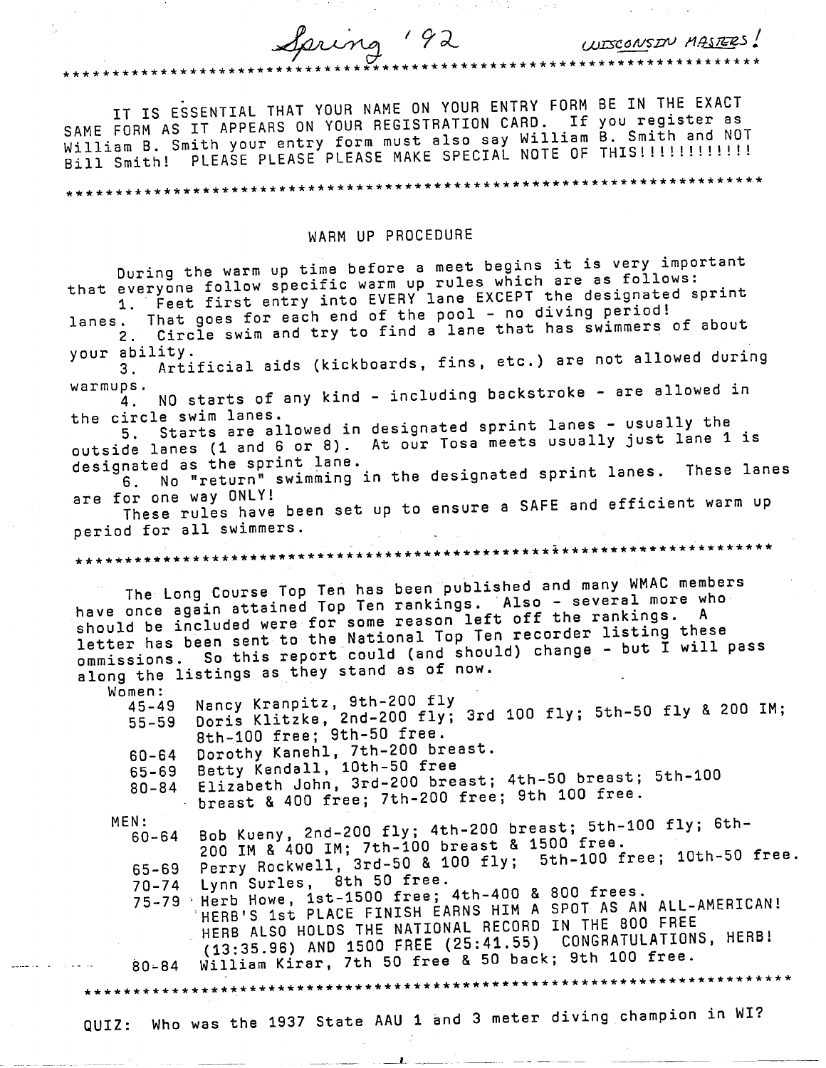*Spring '92* — *WISCONSIN MASTERS!*

***********************************************************************

IT IS ESSENTIAL THAT YOUR NAME ON YOUR ENTRY FORM BE IN THE EXACT SAME FORM AS IT APPEARS ON YOUR REGISTRATION CARD. If you register as William B. Smith your entry form must also say William B. Smith and NOT Bill Smith! PLEASE PLEASE PLEASE MAKE SPECIAL NOTE OF THIS!!!!!!!!!!!!

***********************************************************************

## WARM UP PROCEDURE

During the warm up time before a meet begins it is very important that everyone follow specific warm up rules which are as follows:

1. Feet first entry into EVERY lane EXCEPT the designated sprint lanes. That goes for each end of the pool - no diving period!
2. Circle swim and try to find a lane that has swimmers of about your ability.
3. Artificial aids (kickboards, fins, etc.) are not allowed during warmups.
4. NO starts of any kind - including backstroke - are allowed in the circle swim lanes.
5. Starts are allowed in designated sprint lanes - usually the outside lanes (1 and 6 or 8). At our Tosa meets usually just lane 1 is designated as the sprint lane.
6. No "return" swimming in the designated sprint lanes. These lanes are for one way ONLY!

These rules have been set up to ensure a SAFE and efficient warm up period for all swimmers.

***********************************************************************

The Long Course Top Ten has been published and many WMAC members have once again attained Top Ten rankings. Also - several more who should be included were for some reason left off the rankings. A letter has been sent to the National Top Ten recorder listing these ommissions. So this report could (and should) change - but I will pass along the listings as they stand as of now.

Women:

- 45-49 Nancy Kranpitz, 9th-200 fly
- 55-59 Doris Klitzke, 2nd-200 fly; 3rd 100 fly; 5th-50 fly & 200 IM; 8th-100 free; 9th-50 free.
- 60-64 Dorothy Kanehl, 7th-200 breast.
- 65-69 Betty Kendall, 10th-50 free
- 80-84 Elizabeth John, 3rd-200 breast; 4th-50 breast; 5th-100 breast & 400 free; 7th-200 free; 9th 100 free.

MEN:

- 60-64 Bob Kueny, 2nd-200 fly; 4th-200 breast; 5th-100 fly; 6th-200 IM & 400 IM; 7th-100 breast & 1500 free.
- 65-69 Perry Rockwell, 3rd-50 & 100 fly; 5th-100 free; 10th-50 free.
- 70-74 Lynn Surles, 8th 50 free.
- 75-79 Herb Howe, 1st-1500 free; 4th-400 & 800 frees.
  HERB'S 1st PLACE FINISH EARNS HIM A SPOT AS AN ALL-AMERICAN! HERB ALSO HOLDS THE NATIONAL RECORD IN THE 800 FREE (13:35.96) AND 1500 FREE (25:41.55) CONGRATULATIONS, HERB!
- 80-84 William Kirar, 7th 50 free & 50 back; 9th 100 free.

***********************************************************************

QUIZ: Who was the 1937 State AAU 1 and 3 meter diving champion in WI?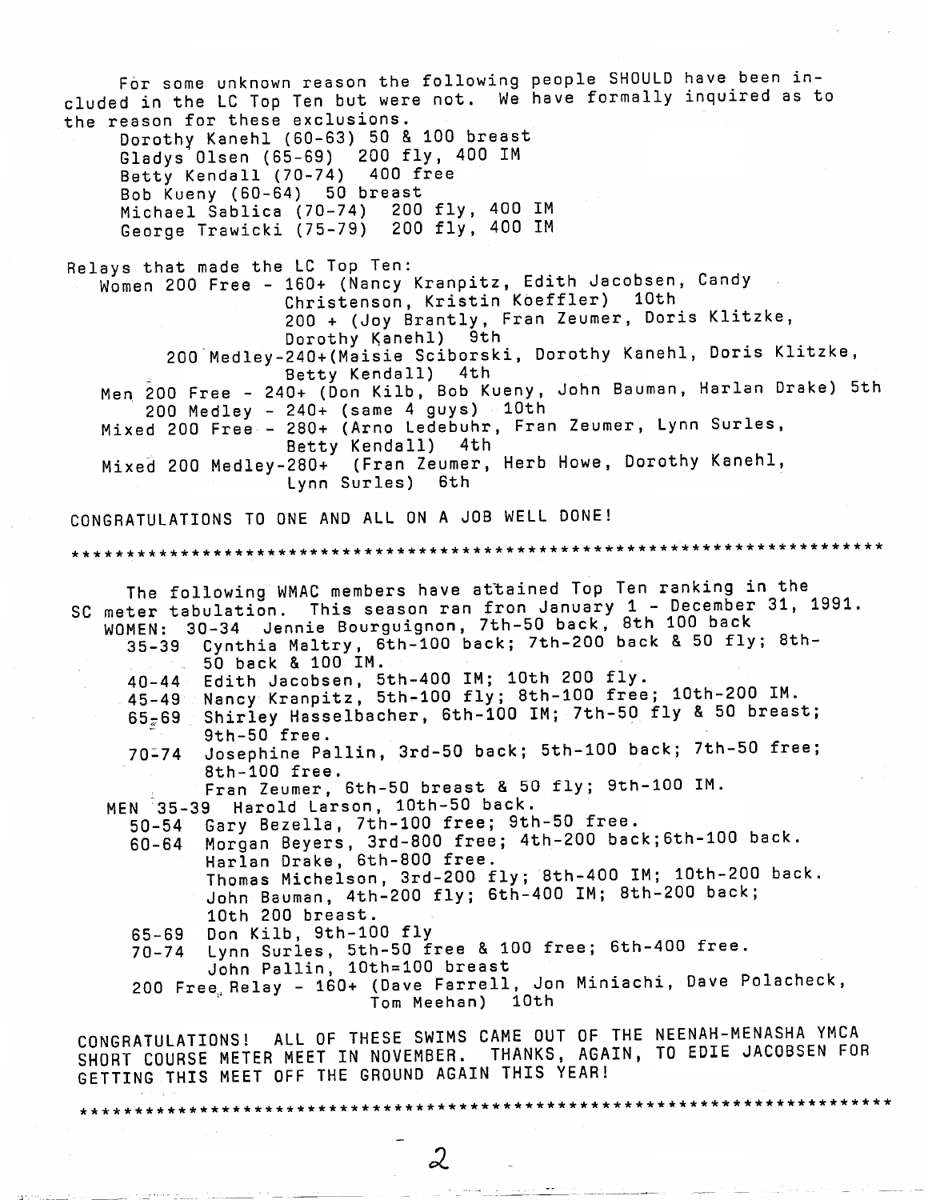For some unknown reason the following people SHOULD have been included in the LC Top Ten but were not. We have formally inquired as to the reason for these exclusions.

Dorothy Kanehl (60-63) 50 & 100 breast
Gladys Olsen (65-69) 200 fly, 400 IM
Betty Kendall (70-74) 400 free
Bob Kueny (60-64) 50 breast
Michael Sablica (70-74) 200 fly, 400 IM
George Trawicki (75-79) 200 fly, 400 IM

Relays that made the LC Top Ten:

Women 200 Free - 160+ (Nancy Kranpitz, Edith Jacobsen, Candy Christenson, Kristin Koeffler) 10th
200 + (Joy Brantly, Fran Zeumer, Doris Klitzke, Dorothy Kanehl) 9th
200 Medley-240+(Maisie Sciborski, Dorothy Kanehl, Doris Klitzke, Betty Kendall) 4th

Men 200 Free - 240+ (Don Kilb, Bob Kueny, John Bauman, Harlan Drake) 5th
200 Medley - 240+ (same 4 guys) 10th

Mixed 200 Free - 280+ (Arno Ledebuhr, Fran Zeumer, Lynn Surles, Betty Kendall) 4th

Mixed 200 Medley-280+ (Fran Zeumer, Herb Howe, Dorothy Kanehl, Lynn Surles) 6th

CONGRATULATIONS TO ONE AND ALL ON A JOB WELL DONE!

*************************************************************************

The following WMAC members have attained Top Ten ranking in the SC meter tabulation. This season ran fron January 1 - December 31, 1991.

WOMEN: 30-34 Jennie Bourguignon, 7th-50 back, 8th 100 back
35-39 Cynthia Maltry, 6th-100 back; 7th-200 back & 50 fly; 8th-50 back & 100 IM.
40-44 Edith Jacobsen, 5th-400 IM; 10th 200 fly.
45-49 Nancy Kranpitz, 5th-100 fly; 8th-100 free; 10th-200 IM.
65-69 Shirley Hasselbacher, 6th-100 IM; 7th-50 fly & 50 breast; 9th-50 free.
70-74 Josephine Pallin, 3rd-50 back; 5th-100 back; 7th-50 free; 8th-100 free.
Fran Zeumer, 6th-50 breast & 50 fly; 9th-100 IM.

MEN 35-39 Harold Larson, 10th-50 back.
50-54 Gary Bezella, 7th-100 free; 9th-50 free.
60-64 Morgan Beyers, 3rd-800 free; 4th-200 back;6th-100 back.
Harlan Drake, 6th-800 free.
Thomas Michelson, 3rd-200 fly; 8th-400 IM; 10th-200 back.
John Bauman, 4th-200 fly; 6th-400 IM; 8th-200 back; 10th 200 breast.
65-69 Don Kilb, 9th-100 fly
70-74 Lynn Surles, 5th-50 free & 100 free; 6th-400 free.
John Pallin, 10th=100 breast
200 Free Relay - 160+ (Dave Farrell, Jon Miniachi, Dave Polacheck, Tom Meehan) 10th

CONGRATULATIONS! ALL OF THESE SWIMS CAME OUT OF THE NEENAH-MENASHA YMCA SHORT COURSE METER MEET IN NOVEMBER. THANKS, AGAIN, TO EDIE JACOBSEN FOR GETTING THIS MEET OFF THE GROUND AGAIN THIS YEAR!

*************************************************************************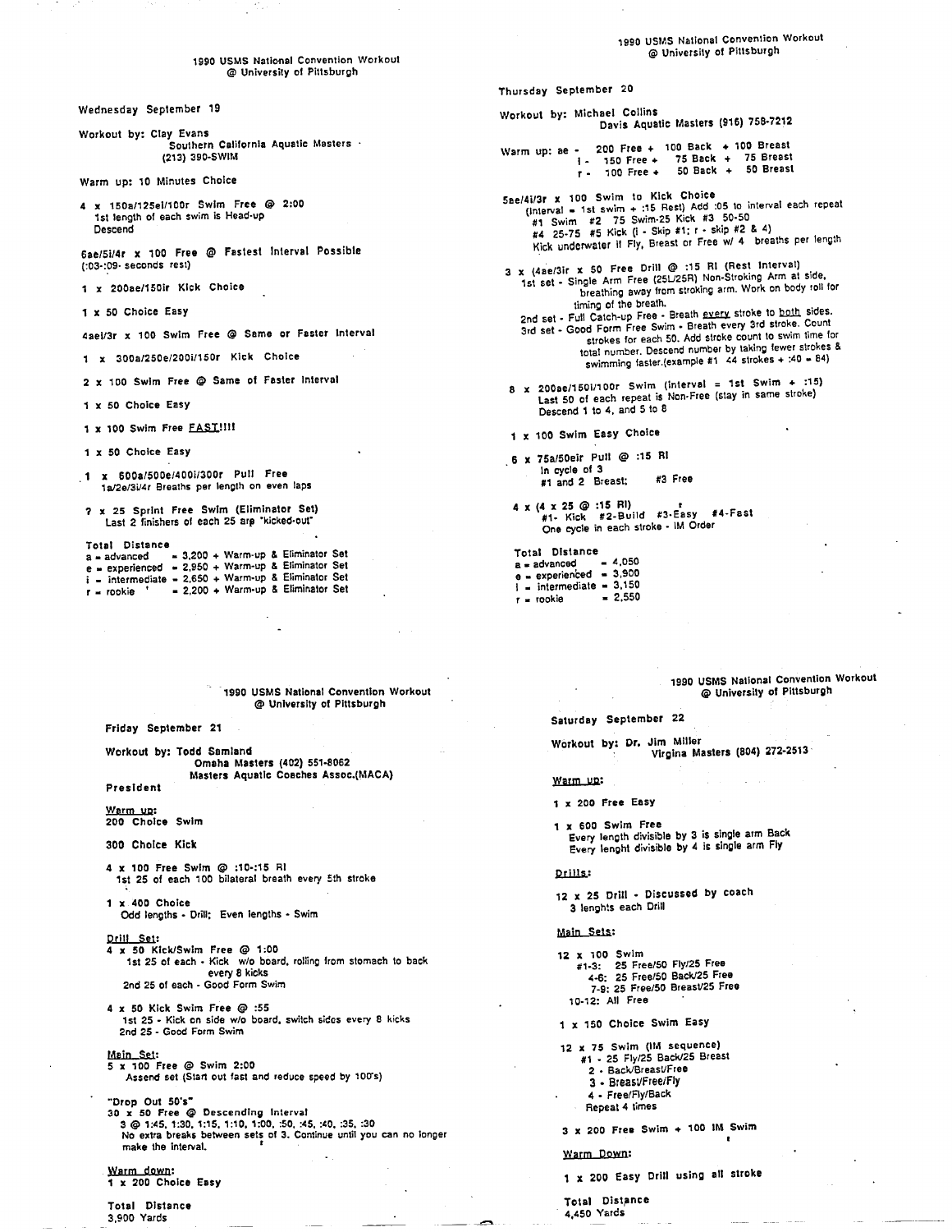## 1990 USMS National Convention Workout @ University of Pittsburgh

Wednesday September 19

Workout by: Clay Evans
Southern California Aquatic Masters
(213) 390-SWIM

Warm up: 10 Minutes Choice

4 x 150a/125ei/100r Swim Free @ 2:00
1st length of each swim is Head-up
Descend

6ae/5i/4r x 100 Free @ Fastest Interval Possible
(:03-:09 seconds rest)

1 x 200ae/150ir Kick Choice

1 x 50 Choice Easy

4ae/3r x 100 Swim Free @ Same or Faster Interval

1 x 300a/250e/200i/150r Kick Choice

2 x 100 Swim Free @ Same of Faster Interval

1 x 50 Choice Easy

1 x 100 Swim Free FAST!!!!

1 x 50 Choice Easy

1 x 600a/500e/400i/300r Pull Free
1a/2e/3i/4r Breaths per length on even laps

? x 25 Sprint Free Swim (Eliminator Set)
Last 2 finishers of each 25 are "kicked-out"

Total Distance
a = advanced = 3,200 + Warm-up & Eliminator Set
e = experienced = 2,950 + Warm-up & Eliminator Set
i = intermediate = 2,650 + Warm-up & Eliminator Set
r = rookie = 2,200 + Warm-up & Eliminator Set

## 1990 USMS National Convention Workout @ University of Pittsburgh

Thursday September 20

Workout by: Michael Collins
Davis Aquatic Masters (916) 758-7212

Warm up: ae - 200 Free + 100 Back + 100 Breast
i - 150 Free + 75 Back + 75 Breast
r - 100 Free + 50 Back + 50 Breast

5ae/4i/3r x 100 Swim to Kick Choice
(Interval = 1st swim + :15 Rest) Add :05 to interval each repeat
#1 Swim #2 75 Swim-25 Kick #3 50-50
#4 25-75 #5 Kick (i - Skip #1; r - skip #2 & 4)
Kick underwater if Fly, Breast or Free w/ 4 breaths per length

3 x (4ae/3ir x 50 Free Drill @ :15 RI (Rest Interval)
1st set - Single Arm Free (25L/25R) Non-Stroking Arm at side, breathing away from stroking arm. Work on body roll for timing of the breath.
2nd set - Full Catch-up Free - Breath every stroke to both sides.
3rd set - Good Form Free Swim - Breath every 3rd stroke. Count strokes for each 50. Add stroke count to swim time for total number. Descend number by taking fewer strokes & swimming faster.(example #1 44 strokes + :40 = 84)

8 x 200ae/150i/100r Swim (interval = 1st Swim + :15)
Last 50 of each repeat is Non-Free (stay in same stroke)
Descend 1 to 4, and 5 to 8

1 x 100 Swim Easy Choice

6 x 75a/50eir Pull @ :15 RI
In cycle of 3
#1 and 2 Breast; #3 Free

4 x (4 x 25 @ :15 RI)
#1- Kick #2-Build #3-Easy #4-Fast
One cycle in each stroke - IM Order

Total Distance
a = advanced = 4,050
e = experienced = 3,900
i = intermediate = 3,150
r = rookie = 2,550

## 1990 USMS National Convention Workout @ University of Pittsburgh

Friday September 21

Workout by: Todd Samland
Omaha Masters (402) 551-8062
Masters Aquatic Coaches Assoc.(MACA)
President

Warm up:
200 Choice Swim

300 Choice Kick

4 x 100 Free Swim @ :10-:15 RI
1st 25 of each 100 bilateral breath every 5th stroke

1 x 400 Choice
Odd lengths - Drill; Even lengths - Swim

Drill Set:
4 x 50 Kick/Swim Free @ 1:00
1st 25 of each - Kick w/o board, rolling from stomach to back every 8 kicks
2nd 25 of each - Good Form Swim

4 x 50 Kick Swim Free @ :55
1st 25 - Kick on side w/o board, switch sides every 8 kicks
2nd 25 - Good Form Swim

Main Set:
5 x 100 Free @ Swim 2:00
Assend set (Start out fast and reduce speed by 100's)

"Drop Out 50's"
30 x 50 Free @ Descending Interval
3 @ 1:45, 1:30, 1:15, 1:10, 1:00, :50, :45, :40, :35, :30
No extra breaks between sets of 3. Continue until you can no longer make the interval.

Warm down:
1 x 200 Choice Easy

Total Distance
3,900 Yards

## 1990 USMS National Convention Workout @ University of Pittsburgh

Saturday September 22

Workout by: Dr. Jim Miller
Virgina Masters (804) 272-2513

Warm up:

1 x 200 Free Easy

1 x 600 Swim Free
Every length divisible by 3 is single arm Back
Every lenght divisible by 4 is single arm Fly

Drills:

12 x 25 Drill - Discussed by coach
3 lenghts each Drill

Main Sets:

12 x 100 Swim
#1-3: 25 Free/50 Fly/25 Free
4-6: 25 Free/50 Back/25 Free
7-9: 25 Free/50 Breast/25 Free
10-12: All Free

1 x 150 Choice Swim Easy

12 x 75 Swim (IM sequence)
#1 - 25 Fly/25 Back/25 Breast
2 - Back/Breast/Free
3 - Breast/Free/Fly
4 - Free/Fly/Back
Repeat 4 times

3 x 200 Free Swim + 100 IM Swim

Warm Down:

1 x 200 Easy Drill using all stroke

Total Distance
4,450 Yards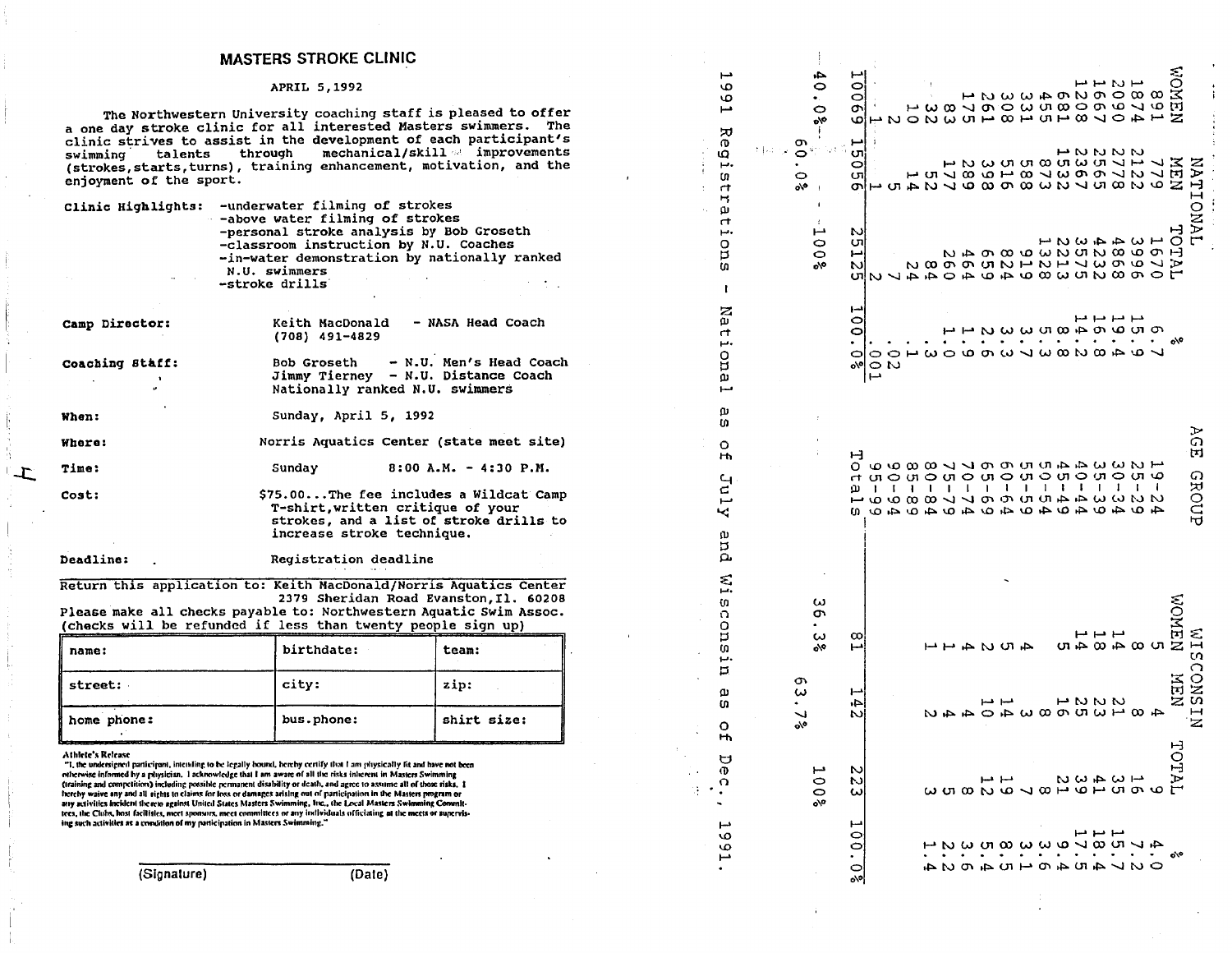## MASTERS STROKE CLINIC

APRIL 5,1992

The Northwestern University coaching staff is pleased to offer a one day stroke clinic for all interested Masters swimmers. The clinic strives to assist in the development of each participant's swimming talents through mechanical/skill improvements (strokes, starts, turns), training enhancement, motivation, and the enjoyment of the sport.

**Clinic Highlights:**
- underwater filming of strokes
- above water filming of strokes
- personal stroke analysis by Bob Groseth
- classroom instruction by N.U. Coaches
- in-water demonstration by nationally ranked N.U. swimmers
- stroke drills

**Camp Director:** Keith MacDonald - NASA Head Coach (708) 491-4829

**Coaching Staff:** Bob Groseth - N.U. Men's Head Coach
Jimmy Tierney - N.U. Distance Coach
Nationally ranked N.U. swimmers

**When:** Sunday, April 5, 1992

**Where:** Norris Aquatics Center (state meet site)

**Time:** Sunday 8:00 A.M. - 4:30 P.M.

**Cost:** $75.00...The fee includes a Wildcat Camp T-shirt, written critique of your strokes, and a list of stroke drills to increase stroke technique.

**Deadline:** Registration deadline

Return this application to: Keith MacDonald/Norris Aquatics Center
2379 Sheridan Road Evanston, Il. 60208
Please make all checks payable to: Northwestern Aquatic Swim Assoc.
(checks will be refunded if less than twenty people sign up)

| name: | birthdate: | team: |
|---|---|---|
| street: | city: | zip: |
| home phone: | bus. phone: | shirt size: |

**Athlete's Release**

"I, the undersigned participant, intending to be legally bound, hereby certify that I am physically fit and have not been otherwise informed by a physician. I acknowledge that I am aware of all the risks inherent in Masters Swimming (training and competition) including possible permanent disability or death, and agree to assume all of those risks. I hereby waive any and all rights to claims for loss or damages arising out of participation in the Masters program or any activities incident thereto against United States Masters Swimming, Inc., the Local Masters Swimming Committees, the Clubs, host facilities, meet sponsors, meet committees or any individuals officiating at the meets or supervising such activities as a condition of my participation in Masters Swimming."

(Signature) (Date)

---

| NATIONAL | | | | AGE GROUP | WISCONSIN | | | |
|---|---|---|---|---|---|---|---|---|
| WOMEN | MEN | TOTAL | % | | WOMEN | MEN | TOTAL | % |
| 891 | 779 | 1670 | 6.7 | 19-24 | 5 | 4 | 9 | 4.0 |
| 1874 | 2122 | 3996 | 15.9 | 25-29 | 8 | 8 | 16 | 7.2 |
| 2090 | 2778 | 4868 | 19.4 | 30-34 | 14 | 21 | 35 | 15.7 |
| 1667 | 2565 | 4232 | 16.8 | 35-39 | 18 | 23 | 41 | 18.4 |
| 1208 | 2367 | 3575 | 14.2 | 40-44 | 14 | 25 | 39 | 17.5 |
| 681 | 1532 | 2213 | 8.8 | 45-49 | 5 | 16 | 21 | 9.4 |
| 455 | 873 | 1328 | 5.3 | 50-54 | | 8 | 8 | 3.6 |
| 331 | 588 | 919 | 3.7 | 55-59 | 4 | 3 | 7 | 3.1 |
| 308 | 516 | 824 | 3.3 | 60-64 | 5 | 14 | 19 | 8.5 |
| 261 | 398 | 659 | 2.6 | 65-69 | 2 | 10 | 12 | 5.4 |
| 175 | 289 | 464 | 1.9 | 70-74 | 4 | 4 | 8 | 3.6 |
| 83 | 177 | 260 | 1.0 | 75-79 | 1 | 4 | 5 | 2.2 |
| 32 | 52 | 84 | .3 | 80-84 | 1 | 2 | 3 | 1.4 |
| 10 | 14 | 24 | .1 | 85-89 | | | | |
| 2 | 5 | 7 | .02 | 90-94 | | | | |
| 1 | 1 | 2 | .001 | 95-99 | | | | |
| 10069 | 15056 | 25125 | 100.0% | Totals | 81 | 142 | 223 | 100.0% |
| 40.0% | 60.0% | 100% | | | 36.3% | 63.7% | 100% | |

1991 Registrations - National as of July and Wisconsin as of Dec., 1991.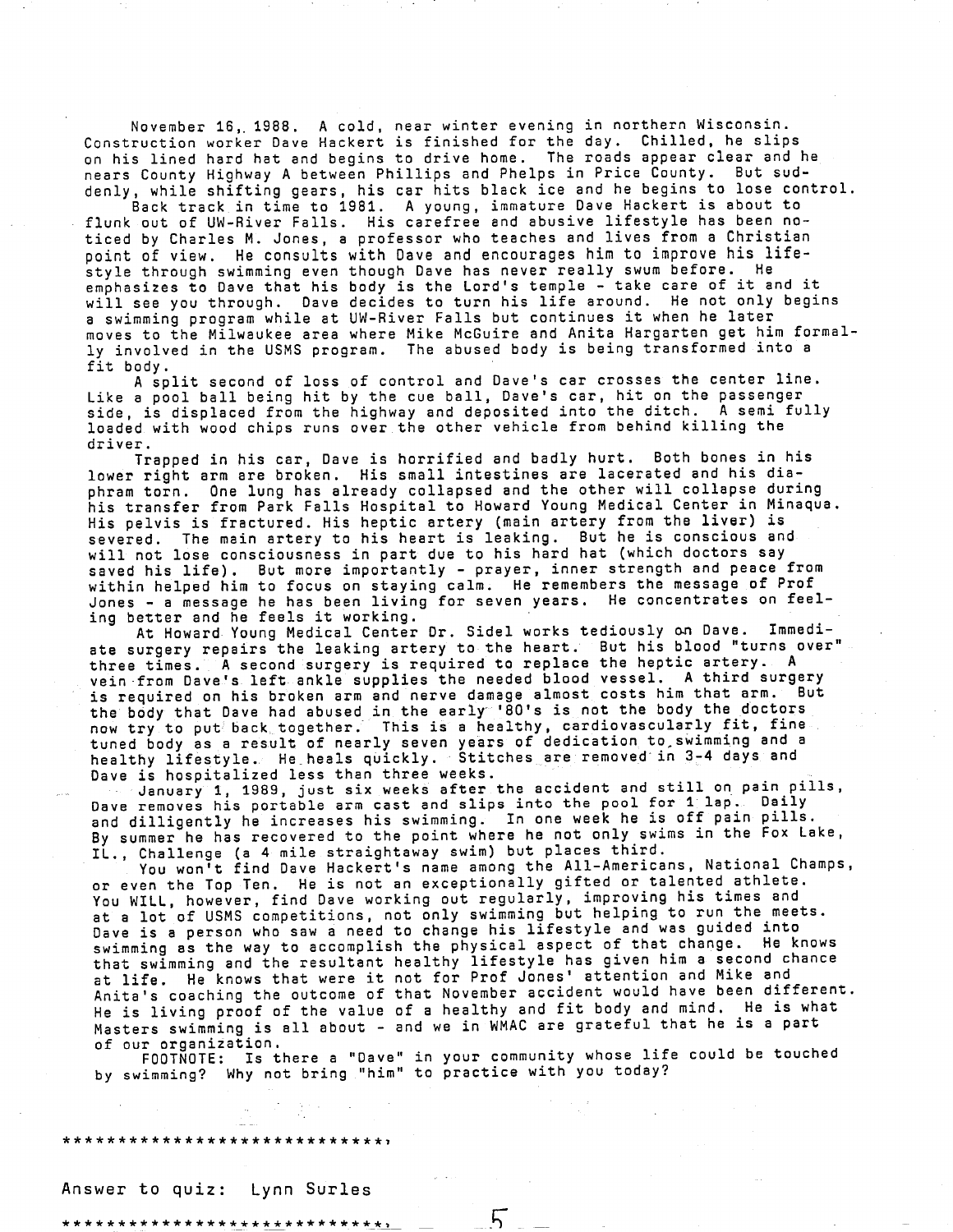November 16, 1988. A cold, near winter evening in northern Wisconsin. Construction worker Dave Hackert is finished for the day. Chilled, he slips on his lined hard hat and begins to drive home. The roads appear clear and he nears County Highway A between Phillips and Phelps in Price County. But suddenly, while shifting gears, his car hits black ice and he begins to lose control.

Back track in time to 1981. A young, immature Dave Hackert is about to flunk out of UW-River Falls. His carefree and abusive lifestyle has been noticed by Charles M. Jones, a professor who teaches and lives from a Christian point of view. He consults with Dave and encourages him to improve his lifestyle through swimming even though Dave has never really swum before. He emphasizes to Dave that his body is the Lord's temple - take care of it and it will see you through. Dave decides to turn his life around. He not only begins a swimming program while at UW-River Falls but continues it when he later moves to the Milwaukee area where Mike McGuire and Anita Hargarten get him formally involved in the USMS program. The abused body is being transformed into a fit body.

A split second of loss of control and Dave's car crosses the center line. Like a pool ball being hit by the cue ball, Dave's car, hit on the passenger side, is displaced from the highway and deposited into the ditch. A semi fully loaded with wood chips runs over the other vehicle from behind killing the driver.

Trapped in his car, Dave is horrified and badly hurt. Both bones in his lower right arm are broken. His small intestines are lacerated and his diaphram torn. One lung has already collapsed and the other will collapse during his transfer from Park Falls Hospital to Howard Young Medical Center in Minaqua. His pelvis is fractured. His heptic artery (main artery from the liver) is severed. The main artery to his heart is leaking. But he is conscious and will not lose consciousness in part due to his hard hat (which doctors say saved his life). But more importantly - prayer, inner strength and peace from within helped him to focus on staying calm. He remembers the message of Prof Jones - a message he has been living for seven years. He concentrates on feeling better and he feels it working.

At Howard Young Medical Center Dr. Sidel works tediously on Dave. Immediate surgery repairs the leaking artery to the heart. But his blood "turns over" three times. A second surgery is required to replace the heptic artery. A vein from Dave's left ankle supplies the needed blood vessel. A third surgery is required on his broken arm and nerve damage almost costs him that arm. But the body that Dave had abused in the early '80's is not the body the doctors now try to put back together. This is a healthy, cardiovascularly fit, fine tuned body as a result of nearly seven years of dedication to swimming and a healthy lifestyle. He heals quickly. Stitches are removed in 3-4 days and Dave is hospitalized less than three weeks.

January 1, 1989, just six weeks after the accident and still on pain pills, Dave removes his portable arm cast and slips into the pool for 1 lap. Daily and dilligently he increases his swimming. In one week he is off pain pills. By summer he has recovered to the point where he not only swims in the Fox Lake, IL., Challenge (a 4 mile straightaway swim) but places third.

You won't find Dave Hackert's name among the All-Americans, National Champs, or even the Top Ten. He is not an exceptionally gifted or talented athlete. You WILL, however, find Dave working out regularly, improving his times and at a lot of USMS competitions, not only swimming but helping to run the meets. Dave is a person who saw a need to change his lifestyle and was guided into swimming as the way to accomplish the physical aspect of that change. He knows that swimming and the resultant healthy lifestyle has given him a second chance at life. He knows that were it not for Prof Jones' attention and Mike and Anita's coaching the outcome of that November accident would have been different. He is living proof of the value of a healthy and fit body and mind. He is what Masters swimming is all about - and we in WMAC are grateful that he is a part of our organization.

FOOTNOTE: Is there a "Dave" in your community whose life could be touched by swimming? Why not bring "him" to practice with you today?

******************************

Answer to quiz: Lynn Surles

******************************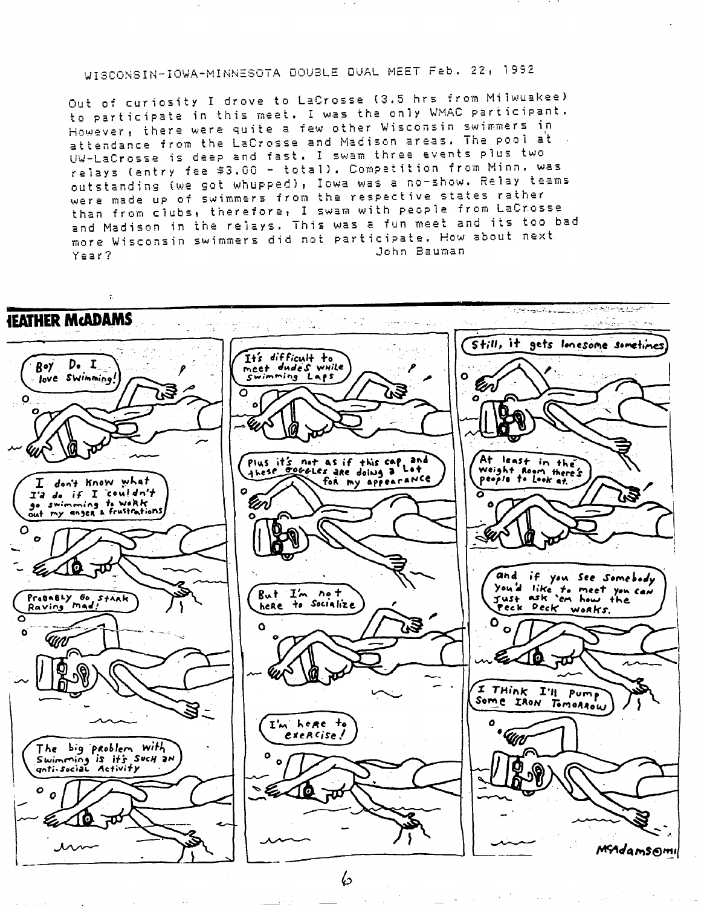WISCONSIN-IOWA-MINNESOTA DOUBLE DUAL MEET Feb. 22, 1992

Out of curiosity I drove to LaCrosse (3.5 hrs from Milwuakee) to participate in this meet. I was the only WMAC participant. However, there were quite a few other Wisconsin swimmers in attendance from the LaCrosse and Madison areas. The pool at UW-LaCrosse is deep and fast. I swam three events plus two relays (entry fee $3.00 - total). Competition from Minn. was outstanding (we got whupped), Iowa was a no-show. Relay teams were made up of swimmers from the respective states rather than from clubs, therefore, I swam with people from LaCrosse and Madison in the relays. This was a fun meet and its too bad more Wisconsin swimmers did not participate. How about next Year?

John Bauman

---

**HEATHER McADAMS**

Boy Do I love Swimming!

I don't Know what I'd do if I couldn't go swimming to work out my anger & frustrations

Probably go stark Raving mad!

The big problem with Swimming is it's such an anti-social Activity

It's difficult to meet dudes while Swimming Laps

Plus it's not as if this cap and these goggles are doing a lot for my appearance

But I'm not here to Socialize

I'm here to exercise!

Still, it gets lonesome sometimes

At least in the weight Room there's people to Look at.

and if you see Somebody you'd like to meet you can Just ask 'em how the Peck Deck works.

I Think I'll Pump Some IRON Tomorrow

McAdams©MI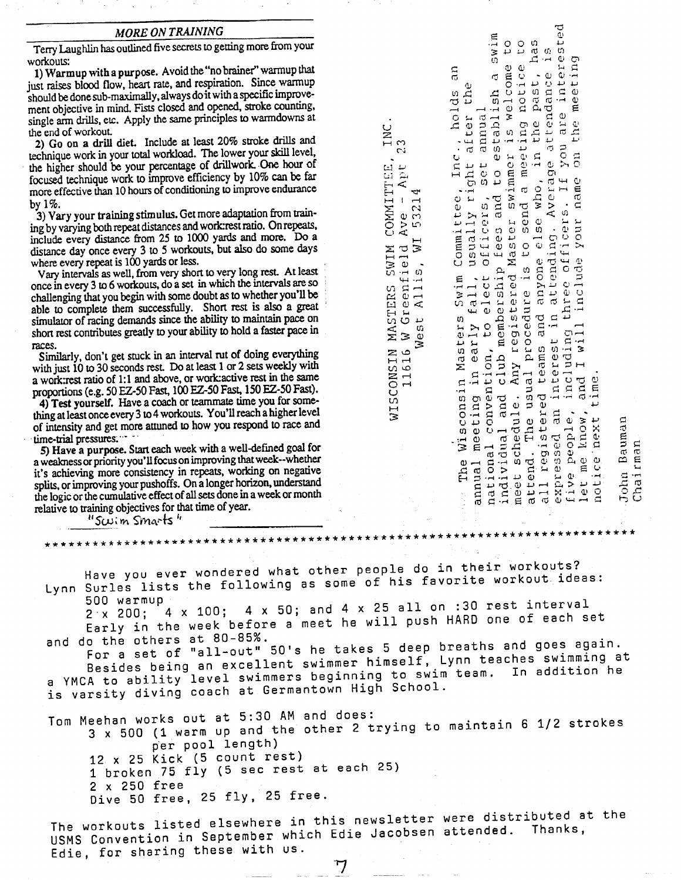## *MORE ON TRAINING*

Terry Laughlin has outlined five secrets to getting more from your workouts:

**1) Warmup with a purpose.** Avoid the "no brainer" warmup that just raises blood flow, heart rate, and respiration. Since warmup should be done sub-maximally, always do it with a specific improvement objective in mind. Fists closed and opened, stroke counting, single arm drills, etc. Apply the same principles to warmdowns at the end of workout.

**2) Go on a drill diet.** Include at least 20% stroke drills and technique work in your total workload. The lower your skill level, the higher should be your percentage of drillwork. One hour of focused technique work to improve efficiency by 10% can be far more effective than 10 hours of conditioning to improve endurance by 1%.

**3) Vary your training stimulus.** Get more adaptation from training by varying both repeat distances and work:rest ratio. On repeats, include every distance from 25 to 1000 yards and more. Do a distance day once every 3 to 5 workouts, but also do some days where every repeat is 100 yards or less.

Vary intervals as well, from very short to very long rest. At least once in every 3 to 6 workouts, do a set in which the intervals are so challenging that you begin with some doubt as to whether you'll be able to complete them successfully. Short rest is also a great simulator of racing demands since the ability to maintain pace on short rest contributes greatly to your ability to hold a faster pace in races.

Similarly, don't get stuck in an interval rut of doing everything with just 10 to 30 seconds rest. Do at least 1 or 2 sets weekly with a work:rest ratio of 1:1 and above, or work:active rest in the same proportions (e.g. 50 EZ-50 Fast, 100 EZ-50 Fast, 150 EZ-50 Fast).

**4) Test yourself.** Have a coach or teammate time you for something at least once every 3 to 4 workouts. You'll reach a higher level of intensity and get more attuned to how you respond to race and time-trial pressures.

**5) Have a purpose.** Start each week with a well-defined goal for a weakness or priority you'll focus on improving that week--whether it's achieving more consistency in repeats, working on negative splits, or improving your pushoffs. On a longer horizon, understand the logic or the cumulative effect of all sets done in a week or month relative to training objectives for that time of year.

"Swim Smarts"

WISCONSIN MASTERS SWIM COMMITTEE, INC.
11616 W Greenfield Ave - Apt 23
West Allis, WI 53214

The Wisconsin Masters Swim Committee, Inc., holds an annual meeting in early fall, usually right after the national convention, to elect officers, set annual individual and club membership fees and to establish a swim meet schedule. Any registered Master swimmer is welcome to attend. The usual procedure is to send a meeting notice to all registered teams and anyone else who, in the past, has expressed an interest in attending. Average attendance is five people, including three officers. If you are interested let me know, and I will include your name on the meeting notice next time.

John Bauman
Chairman

\*\*\*\*\*\*\*\*\*\*\*\*\*\*\*\*\*\*\*\*\*\*\*\*\*\*\*\*\*\*\*\*\*\*\*\*\*\*\*\*\*\*\*\*\*\*\*\*\*\*\*\*\*\*\*\*\*\*\*\*\*\*

Have you ever wondered what other people do in their workouts? Lynn Surles lists the following as some of his favorite workout ideas:

500 warmup
2 x 200; 4 x 100; 4 x 50; and 4 x 25 all on :30 rest interval

Early in the week before a meet he will push HARD one of each set and do the others at 80-85%.

For a set of "all-out" 50's he takes 5 deep breaths and goes again.

Besides being an excellent swimmer himself, Lynn teaches swimming at a YMCA to ability level swimmers beginning to swim team. In addition he is varsity diving coach at Germantown High School.

Tom Meehan works out at 5:30 AM and does:

3 x 500 (1 warm up and the other 2 trying to maintain 6 1/2 strokes per pool length)
12 x 25 Kick (5 count rest)
1 broken 75 fly (5 sec rest at each 25)
2 x 250 free
Dive 50 free, 25 fly, 25 free.

The workouts listed elsewhere in this newsletter were distributed at the USMS Convention in September which Edie Jacobsen attended. Thanks, Edie, for sharing these with us.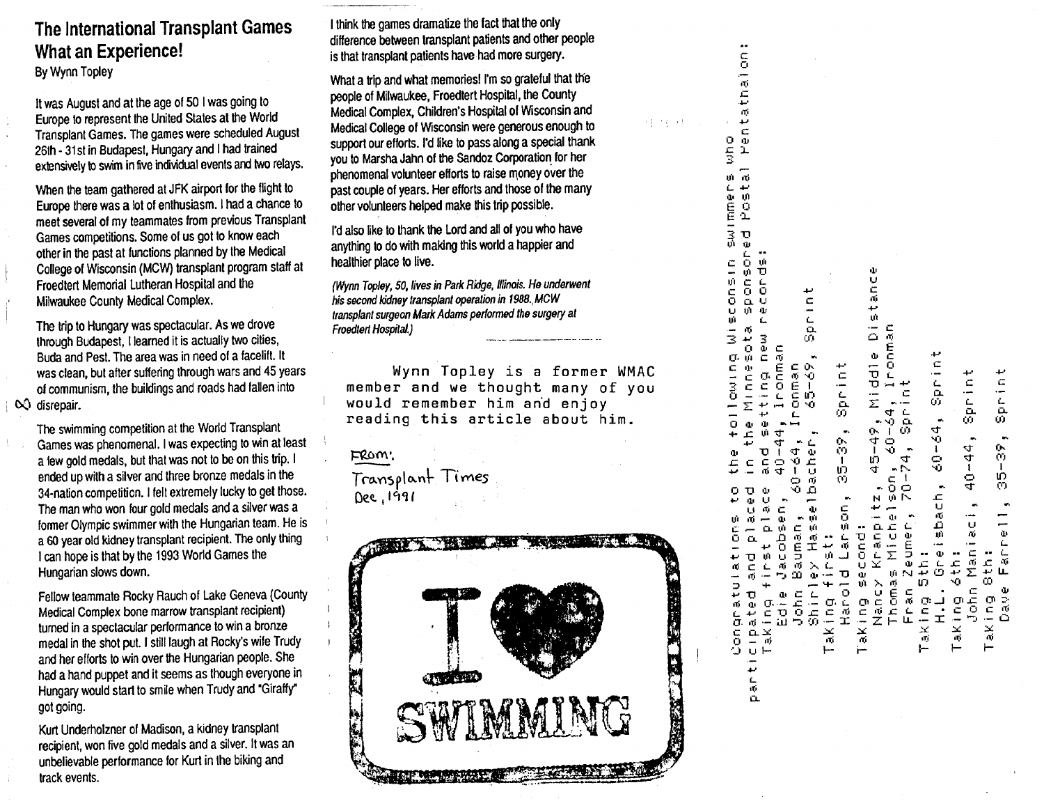# The International Transplant Games What an Experience!

By Wynn Topley

It was August and at the age of 50 I was going to Europe to represent the United States at the World Transplant Games. The games were scheduled August 26th - 31st in Budapest, Hungary and I had trained extensively to swim in five individual events and two relays.

When the team gathered at JFK airport for the flight to Europe there was a lot of enthusiasm. I had a chance to meet several of my teammates from previous Transplant Games competitions. Some of us got to know each other in the past at functions planned by the Medical College of Wisconsin (MCW) transplant program staff at Froedtert Memorial Lutheran Hospital and the Milwaukee County Medical Complex.

The trip to Hungary was spectacular. As we drove through Budapest, I learned it is actually two cities, Buda and Pest. The area was in need of a facelift. It was clean, but after suffering through wars and 45 years of communism, the buildings and roads had fallen into disrepair.

The swimming competition at the World Transplant Games was phenomenal. I was expecting to win at least a few gold medals, but that was not to be on this trip. I ended up with a silver and three bronze medals in the 34-nation competition. I felt extremely lucky to get those. The man who won four gold medals and a silver was a former Olympic swimmer with the Hungarian team. He is a 60 year old kidney transplant recipient. The only thing I can hope is that by the 1993 World Games the Hungarian slows down.

Fellow teammate Rocky Rauch of Lake Geneva (County Medical Complex bone marrow transplant recipient) turned in a spectacular performance to win a bronze medal in the shot put. I still laugh at Rocky's wife Trudy and her efforts to win over the Hungarian people. She had a hand puppet and it seems as though everyone in Hungary would start to smile when Trudy and "Giraffy" got going.

Kurt Underholzner of Madison, a kidney transplant recipient, won five gold medals and a silver. It was an unbelievable performance for Kurt in the biking and track events.

I think the games dramatize the fact that the only difference between transplant patients and other people is that transplant patients have had more surgery.

What a trip and what memories! I'm so grateful that the people of Milwaukee, Froedtert Hospital, the County Medical Complex, Children's Hospital of Wisconsin and Medical College of Wisconsin were generous enough to support our efforts. I'd like to pass along a special thank you to Marsha Jahn of the Sandoz Corporation for her phenomenal volunteer efforts to raise money over the past couple of years. Her efforts and those of the many other volunteers helped make this trip possible.

I'd also like to thank the Lord and all of you who have anything to do with making this world a happier and healthier place to live.

*(Wynn Topley, 50, lives in Park Ridge, Illinois. He underwent his second kidney transplant operation in 1988. MCW transplant surgeon Mark Adams performed the surgery at Froedtert Hospital.)*

Wynn Topley is a former WMAC member and we thought many of you would remember him and enjoy reading this article about him.

From:
Transplant Times
Dec, 1991

Congratulations to the following Wisconsin swimmers who participated and placed in the Minnesota sponsored Postal Pentathalon:

Taking first place and setting new records:
- Edie Jacobsen, 40-44, Ironman
- John Bauman, 60-64, Ironman
- Shirley Hasselbacher, 65-69, Sprint

Taking first:
- Harold Larson, 35-39, Sprint

Taking second:
- Nancy Kranpitz, 45-49, Middle Distance
- Thomas Michelson, 60-64, Ironman
- Fran Zeumer, 70-74, Sprint

Taking 5th:
- H.L. Greisbach, 60-64, Sprint

Taking 6th:
- John Maniaci, 40-44, Sprint

Taking 8th:
- Dave Farrell, 35-39, Sprint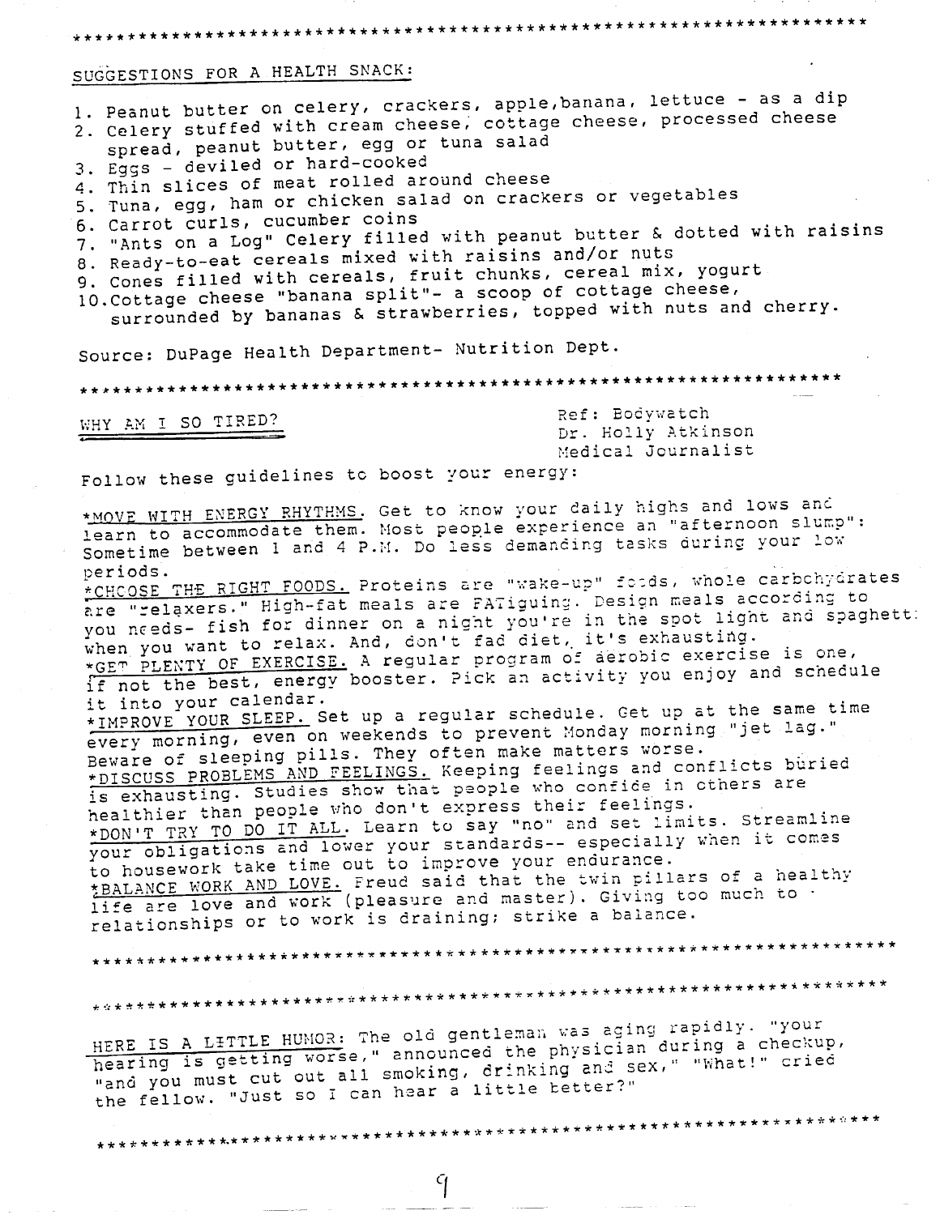*****************************************************************************

## SUGGESTIONS FOR A HEALTH SNACK:

1. Peanut butter on celery, crackers, apple,banana, lettuce - as a dip
2. Celery stuffed with cream cheese, cottage cheese, processed cheese spread, peanut butter, egg or tuna salad
3. Eggs - deviled or hard-cooked
4. Thin slices of meat rolled around cheese
5. Tuna, egg, ham or chicken salad on crackers or vegetables
6. Carrot curls, cucumber coins
7. "Ants on a Log" Celery filled with peanut butter & dotted with raisins
8. Ready-to-eat cereals mixed with raisins and/or nuts
9. Cones filled with cereals, fruit chunks, cereal mix, yogurt
10. Cottage cheese "banana split"- a scoop of cottage cheese, surrounded by bananas & strawberries, topped with nuts and cherry.

Source: DuPage Health Department- Nutrition Dept.

*****************************************************************************

## WHY AM I SO TIRED?

Ref: Bodywatch
Dr. Holly Atkinson
Medical Journalist

Follow these guidelines to boost your energy:

*MOVE WITH ENERGY RHYTHMS. Get to know your daily highs and lows and learn to accommodate them. Most people experience an "afternoon slump": Sometime between 1 and 4 P.M. Do less demanding tasks during your low periods.

*CHCOSE THE RIGHT FOODS. Proteins are "wake-up" foods, whole carbohydrates are "relaxers." High-fat meals are FATiguing. Design meals according to you needs- fish for dinner on a night you're in the spot light and spaghetti when you want to relax. And, don't fad diet, it's exhausting.

*GET PLENTY OF EXERCISE. A regular program of aerobic exercise is one, if not the best, energy booster. Pick an activity you enjoy and schedule it into your calendar.

*IMPROVE YOUR SLEEP. Set up a regular schedule. Get up at the same time every morning, even on weekends to prevent Monday morning "jet lag." Beware of sleeping pills. They often make matters worse.

*DISCUSS PROBLEMS AND FEELINGS. Keeping feelings and conflicts buried is exhausting. Studies show that people who confide in others are healthier than people who don't express their feelings.

*DON'T TRY TO DO IT ALL. Learn to say "no" and set limits. Streamline your obligations and lower your standards-- especially when it comes to housework take time out to improve your endurance.

*BALANCE WORK AND LOVE. Freud said that the twin pillars of a healthy life are love and work (pleasure and master). Giving too much to relationships or to work is draining; strike a balance.

*****************************************************************************

*****************************************************************************

HERE IS A LITTLE HUMOR: The old gentleman was aging rapidly. "your hearing is getting worse," announced the physician during a checkup, "and you must cut out all smoking, drinking and sex," "What!" cried the fellow. "Just so I can hear a little better?"

*****************************************************************************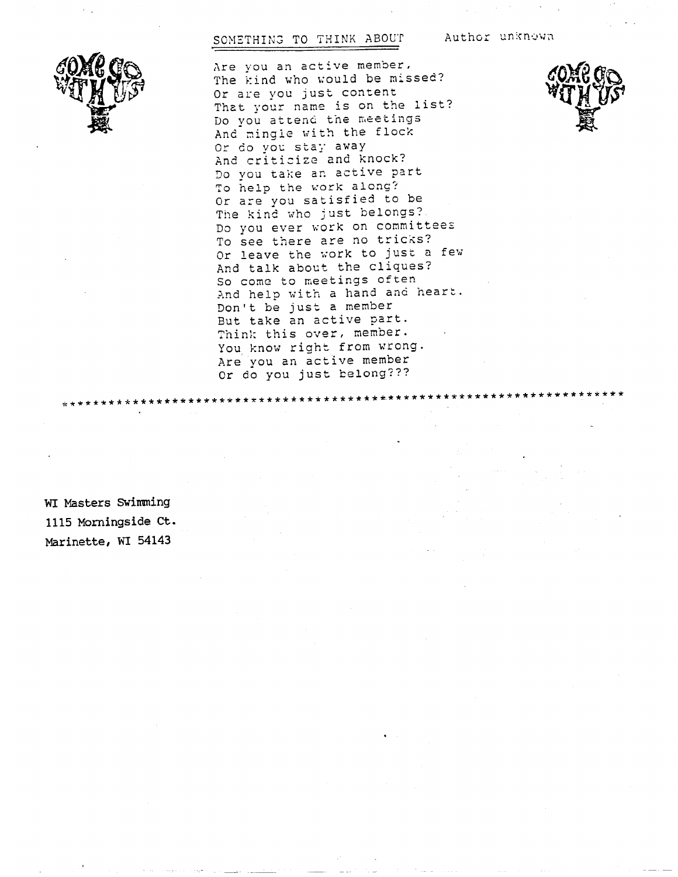## SOMETHING TO THINK ABOUT

Author unknown

Are you an active member,
The kind who would be missed?
Or are you just content
That your name is on the list?
Do you attend the meetings
And mingle with the flock
Or do you stay away
And criticize and knock?
Do you take an active part
To help the work along?
Or are you satisfied to be
The kind who just belongs?
Do you ever work on committees
To see there are no tricks?
Or leave the work to just a few
And talk about the cliques?
So come to meetings often
And help with a hand and heart.
Don't be just a member
But take an active part.
Think this over, member.
You know right from wrong.
Are you an active member
Or do you just belong???

***************************************************************************

WI Masters Swimming
1115 Morningside Ct.
Marinette, WI 54143